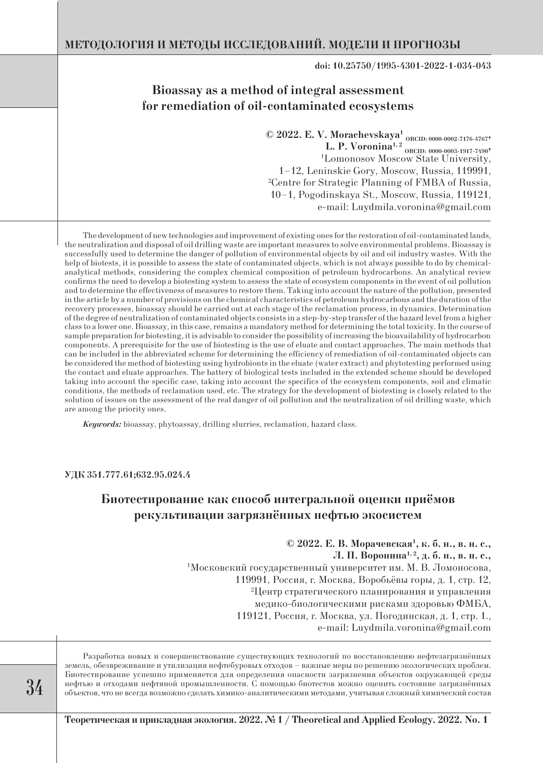МЕТОДОЛОГИЯ И МЕТОДЫ ИССЛЕДОВАНИЙ. МОДЕЛИ И ПРОГНОЗЫ

**doi: 10.25750/1995-4301-2022-1-034-043**

# Bioassay as a method of integral assessment for remediation of oil-contaminated ecosystems

**© 2022. E. V. Morachevskaya**[1] ORCID: 0000-0002-7176-4767,
**L. P. Voronina**[1, 2] ORCID: 0000-0003-1917-7490,
[1]Lomonosov Moscow State University,
1–12, Leninskie Gory, Moscow, Russia, 119991,
[2]Centre for Strategic Planning of FMBA of Russia,
10–1, Pogodinskaya St., Moscow, Russia, 119121,
e-mail: Luydmila.voronina@gmail.com

The development of new technologies and improvement of existing ones for the restoration of oil-contaminated lands, the neutralization and disposal of oil drilling waste are important measures to solve environmental problems. Bioassay is successfully used to determine the danger of pollution of environmental objects by oil and oil industry wastes. With the help of biotests, it is possible to assess the state of contaminated objects, which is not always possible to do by chemical-analytical methods, considering the complex chemical composition of petroleum hydrocarbons. An analytical review confirms the need to develop a biotesting system to assess the state of ecosystem components in the event of oil pollution and to determine the effectiveness of measures to restore them. Taking into account the nature of the pollution, presented in the article by a number of provisions on the chemical characteristics of petroleum hydrocarbons and the duration of the recovery processes, bioassay should be carried out at each stage of the reclamation process, in dynamics. Determination of the degree of neutralization of contaminated objects consists in a step-by-step transfer of the hazard level from a higher class to a lower one. Bioassay, in this case, remains a mandatory method for determining the total toxicity. In the course of sample preparation for biotesting, it is advisable to consider the possibility of increasing the bioavailability of hydrocarbon components. A prerequisite for the use of biotesting is the use of eluate and contact approaches. The main methods that can be included in the abbreviated scheme for determining the efficiency of remediation of oil-contaminated objects can be considered the method of biotesting using hydrobionts in the eluate (water extract) and phytotesting performed using the contact and eluate approaches. The battery of biological tests included in the extended scheme should be developed taking into account the specific case, taking into account the specifics of the ecosystem components, soil and climatic conditions, the methods of reclamation used, etc. The strategy for the development of biotesting is closely related to the solution of issues on the assessment of the real danger of oil pollution and the neutralization of oil drilling waste, which are among the priority ones.

***Keywords:*** bioassay, phytoassay, drilling slurries, reclamation, hazard class.

**УДК 351.777.61;632.95.024.4**

# Биотестирование как способ интегральной оценки приёмов рекультивации загрязнённых нефтью экосистем

**© 2022. Е. В. Морачевская**[1]**, к. б. н., в. н. с.,**
**Л. П. Воронина**[1, 2]**, д. б. н., в. н. с.,**
[1]Московский государственный университет им. М. В. Ломоносова,
119991, Россия, г. Москва, Воробьёвы горы, д. 1, стр. 12,
[2]Центр стратегического планирования и управления
медико-биологическими рисками здоровью ФМБА,
119121, Россия, г. Москва, ул. Погодинская, д. 1, стр. 1.,
e-mail: Luydmila.voronina@gmail.com

Разработка новых и совершенствование существующих технологий по восстановлению нефтезагрязнённых земель, обезвреживание и утилизация нефтебуровых отходов – важные меры по решению экологических проблем. Биотестирование успешно применяется для определения опасности загрязнения объектов окружающей среды нефтью и отходами нефтяной промышленности. С помощью биотестов можно оценить состояние загрязнённых объектов, что не всегда возможно сделать химико-аналитическими методами, учитывая сложный химический состав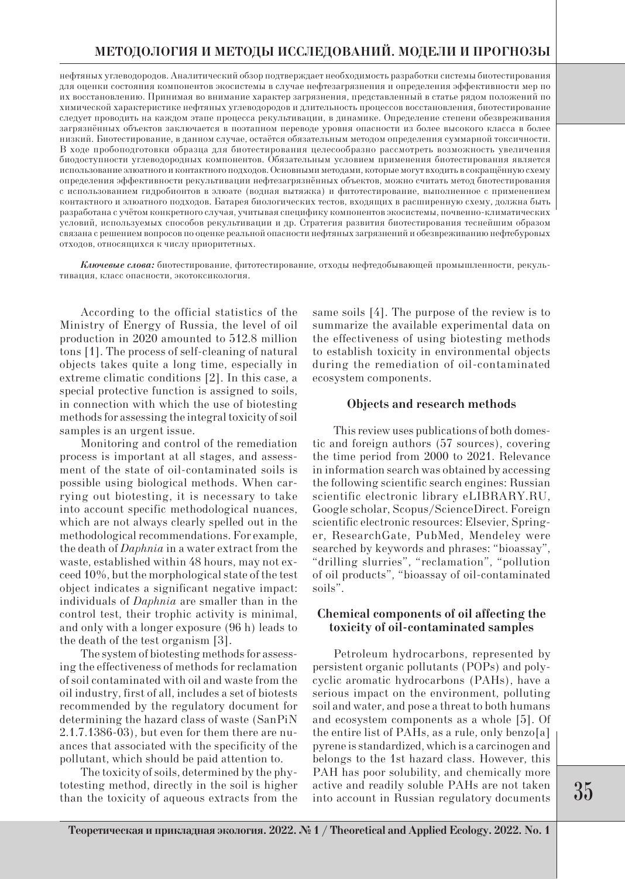нефтяных углеводородов. Аналитический обзор подтверждает необходимость разработки системы биотестирования для оценки состояния компонентов экосистемы в случае нефтезагрязнения и определения эффективности мер по их восстановлению. Принимая во внимание характер загрязнения, представленный в статье рядом положений по химической характеристике нефтяных углеводородов и длительность процессов восстановления, биотестирование следует проводить на каждом этапе процесса рекультивации, в динамике. Определение степени обезвреживания загрязнённых объектов заключается в поэтапном переводе уровня опасности из более высокого класса в более низкий. Биотестирование, в данном случае, остаётся обязательным методом определения суммарной токсичности. В ходе пробоподготовки образца для биотестирования целесообразно рассмотреть возможность увеличения биодоступности углеводородных компонентов. Обязательным условием применения биотестирования является использование элюатного и контактного подходов. Основными методами, которые могут входить в сокращённую схему определения эффективности рекультивации нефтезагрязнённых объектов, можно считать метод биотестирования с использованием гидробионтов в элюате (водная вытяжка) и фитотестирование, выполненное с применением контактного и элюатного подходов. Батарея биологических тестов, входящих в расширенную схему, должна быть разработана с учётом конкретного случая, учитывая специфику компонентов экосистемы, почвенно-климатических условий, используемых способов рекультивации и др. Стратегия развития биотестирования теснейшим образом связана с решением вопросов по оценке реальной опасности нефтяных загрязнений и обезвреживанию нефтебуровых отходов, относящихся к числу приоритетных.

***Ключевые слова:*** биотестирование, фитотестирование, отходы нефтедобывающей промышленности, рекультивация, класс опасности, экотоксикология.

According to the official statistics of the Ministry of Energy of Russia, the level of oil production in 2020 amounted to 512.8 million tons [1]. The process of self-cleaning of natural objects takes quite a long time, especially in extreme climatic conditions [2]. In this case, a special protective function is assigned to soils, in connection with which the use of biotesting methods for assessing the integral toxicity of soil samples is an urgent issue.

Monitoring and control of the remediation process is important at all stages, and assessment of the state of oil-contaminated soils is possible using biological methods. When carrying out biotesting, it is necessary to take into account specific methodological nuances, which are not always clearly spelled out in the methodological recommendations. For example, the death of *Daphnia* in a water extract from the waste, established within 48 hours, may not exceed 10%, but the morphological state of the test object indicates a significant negative impact: individuals of *Daphnia* are smaller than in the control test, their trophic activity is minimal, and only with a longer exposure (96 h) leads to the death of the test organism [3].

The system of biotesting methods for assessing the effectiveness of methods for reclamation of soil contaminated with oil and waste from the oil industry, first of all, includes a set of biotests recommended by the regulatory document for determining the hazard class of waste (SanPiN 2.1.7.1386-03), but even for them there are nuances that associated with the specificity of the pollutant, which should be paid attention to.

The toxicity of soils, determined by the phytotesting method, directly in the soil is higher than the toxicity of aqueous extracts from the same soils [4]. The purpose of the review is to summarize the available experimental data on the effectiveness of using biotesting methods to establish toxicity in environmental objects during the remediation of oil-contaminated ecosystem components.

## Objects and research methods

This review uses publications of both domestic and foreign authors (57 sources), covering the time period from 2000 to 2021. Relevance in information search was obtained by accessing the following scientific search engines: Russian scientific electronic library eLIBRARY.RU, Google scholar, Scopus/ScienceDirect. Foreign scientific electronic resources: Elsevier, Springer, ResearchGate, PubMed, Mendeley were searched by keywords and phrases: "bioassay", "drilling slurries", "reclamation", "pollution of oil products", "bioassay of oil-contaminated soils".

## Chemical components of oil affecting the toxicity of oil-contaminated samples

Petroleum hydrocarbons, represented by persistent organic pollutants (POPs) and polycyclic aromatic hydrocarbons (PAHs), have a serious impact on the environment, polluting soil and water, and pose a threat to both humans and ecosystem components as a whole [5]. Of the entire list of PAHs, as a rule, only benzo[a]pyrene is standardized, which is a carcinogen and belongs to the 1st hazard class. However, this PAH has poor solubility, and chemically more active and readily soluble PAHs are not taken into account in Russian regulatory documents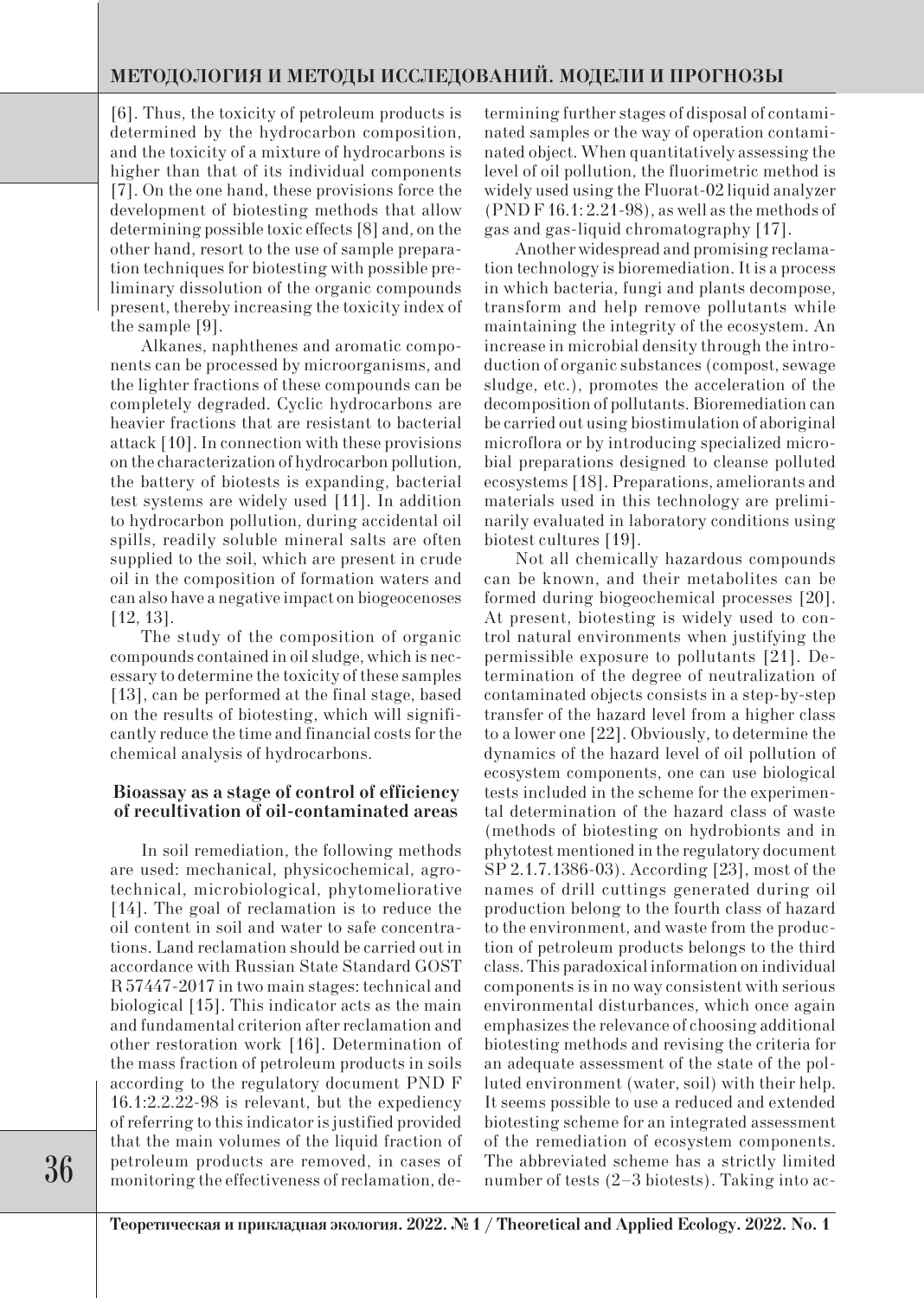[6]. Thus, the toxicity of petroleum products is determined by the hydrocarbon composition, and the toxicity of a mixture of hydrocarbons is higher than that of its individual components [7]. On the one hand, these provisions force the development of biotesting methods that allow determining possible toxic effects [8] and, on the other hand, resort to the use of sample preparation techniques for biotesting with possible preliminary dissolution of the organic compounds present, thereby increasing the toxicity index of the sample [9].

Alkanes, naphthenes and aromatic components can be processed by microorganisms, and the lighter fractions of these compounds can be completely degraded. Cyclic hydrocarbons are heavier fractions that are resistant to bacterial attack [10]. In connection with these provisions on the characterization of hydrocarbon pollution, the battery of biotests is expanding, bacterial test systems are widely used [11]. In addition to hydrocarbon pollution, during accidental oil spills, readily soluble mineral salts are often supplied to the soil, which are present in crude oil in the composition of formation waters and can also have a negative impact on biogeocenoses [12, 13].

The study of the composition of organic compounds contained in oil sludge, which is necessary to determine the toxicity of these samples [13], can be performed at the final stage, based on the results of biotesting, which will significantly reduce the time and financial costs for the chemical analysis of hydrocarbons.

## Bioassay as a stage of control of efficiency of recultivation of oil-contaminated areas

In soil remediation, the following methods are used: mechanical, physicochemical, agrotechnical, microbiological, phytomeliorative [14]. The goal of reclamation is to reduce the oil content in soil and water to safe concentrations. Land reclamation should be carried out in accordance with Russian State Standard GOST R 57447-2017 in two main stages: technical and biological [15]. This indicator acts as the main and fundamental criterion after reclamation and other restoration work [16]. Determination of the mass fraction of petroleum products in soils according to the regulatory document PND F 16.1:2.2.22-98 is relevant, but the expediency of referring to this indicator is justified provided that the main volumes of the liquid fraction of petroleum products are removed, in cases of monitoring the effectiveness of reclamation, determining further stages of disposal of contaminated samples or the way of operation contaminated object. When quantitatively assessing the level of oil pollution, the fluorimetric method is widely used using the Fluorat-02 liquid analyzer (PND F 16.1: 2.21-98), as well as the methods of gas and gas-liquid chromatography [17].

Another widespread and promising reclamation technology is bioremediation. It is a process in which bacteria, fungi and plants decompose, transform and help remove pollutants while maintaining the integrity of the ecosystem. An increase in microbial density through the introduction of organic substances (compost, sewage sludge, etc.), promotes the acceleration of the decomposition of pollutants. Bioremediation can be carried out using biostimulation of aboriginal microflora or by introducing specialized microbial preparations designed to cleanse polluted ecosystems [18]. Preparations, ameliorants and materials used in this technology are preliminarily evaluated in laboratory conditions using biotest cultures [19].

Not all chemically hazardous compounds can be known, and their metabolites can be formed during biogeochemical processes [20]. At present, biotesting is widely used to control natural environments when justifying the permissible exposure to pollutants [21]. Determination of the degree of neutralization of contaminated objects consists in a step-by-step transfer of the hazard level from a higher class to a lower one [22]. Obviously, to determine the dynamics of the hazard level of oil pollution of ecosystem components, one can use biological tests included in the scheme for the experimental determination of the hazard class of waste (methods of biotesting on hydrobionts and in phytotest mentioned in the regulatory document SP 2.1.7.1386-03). According [23], most of the names of drill cuttings generated during oil production belong to the fourth class of hazard to the environment, and waste from the production of petroleum products belongs to the third class. This paradoxical information on individual components is in no way consistent with serious environmental disturbances, which once again emphasizes the relevance of choosing additional biotesting methods and revising the criteria for an adequate assessment of the state of the polluted environment (water, soil) with their help. It seems possible to use a reduced and extended biotesting scheme for an integrated assessment of the remediation of ecosystem components. The abbreviated scheme has a strictly limited number of tests (2–3 biotests). Taking into ac-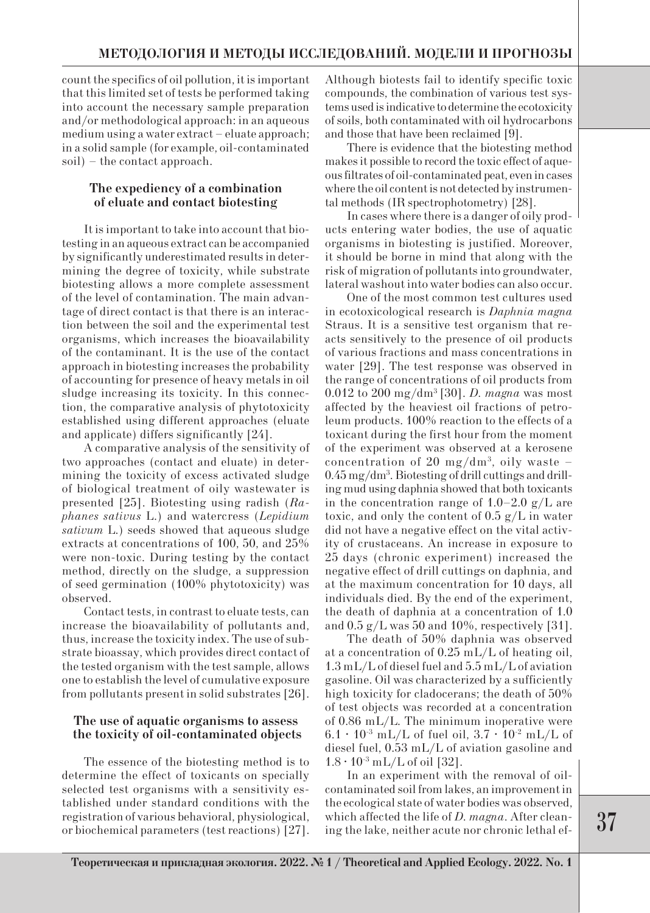count the specifics of oil pollution, it is important that this limited set of tests be performed taking into account the necessary sample preparation and/or methodological approach: in an aqueous medium using a water extract – eluate approach; in a solid sample (for example, oil-contaminated soil) – the contact approach.

### The expediency of a combination of eluate and contact biotesting

It is important to take into account that biotesting in an aqueous extract can be accompanied by significantly underestimated results in determining the degree of toxicity, while substrate biotesting allows a more complete assessment of the level of contamination. The main advantage of direct contact is that there is an interaction between the soil and the experimental test organisms, which increases the bioavailability of the contaminant. It is the use of the contact approach in biotesting increases the probability of accounting for presence of heavy metals in oil sludge increasing its toxicity. In this connection, the comparative analysis of phytotoxicity established using different approaches (eluate and applicate) differs significantly [24].

A comparative analysis of the sensitivity of two approaches (contact and eluate) in determining the toxicity of excess activated sludge of biological treatment of oily wastewater is presented [25]. Biotesting using radish (*Raphanes sativus* L.) and watercress (*Lepidium sativum* L.) seeds showed that aqueous sludge extracts at concentrations of 100, 50, and 25% were non-toxic. During testing by the contact method, directly on the sludge, a suppression of seed germination (100% phytotoxicity) was observed.

Contact tests, in contrast to eluate tests, can increase the bioavailability of pollutants and, thus, increase the toxicity index. The use of substrate bioassay, which provides direct contact of the tested organism with the test sample, allows one to establish the level of cumulative exposure from pollutants present in solid substrates [26].

### The use of aquatic organisms to assess the toxicity of oil-contaminated objects

The essence of the biotesting method is to determine the effect of toxicants on specially selected test organisms with a sensitivity established under standard conditions with the registration of various behavioral, physiological, or biochemical parameters (test reactions) [27]. Although biotests fail to identify specific toxic compounds, the combination of various test systems used is indicative to determine the ecotoxicity of soils, both contaminated with oil hydrocarbons and those that have been reclaimed [9].

There is evidence that the biotesting method makes it possible to record the toxic effect of aqueous filtrates of oil-contaminated peat, even in cases where the oil content is not detected by instrumental methods (IR spectrophotometry) [28].

In cases where there is a danger of oily products entering water bodies, the use of aquatic organisms in biotesting is justified. Moreover, it should be borne in mind that along with the risk of migration of pollutants into groundwater, lateral washout into water bodies can also occur.

One of the most common test cultures used in ecotoxicological research is *Daphnia magna* Straus. It is a sensitive test organism that reacts sensitively to the presence of oil products of various fractions and mass concentrations in water [29]. The test response was observed in the range of concentrations of oil products from 0.012 to 200 mg/dm$^3$ [30]. *D. magna* was most affected by the heaviest oil fractions of petroleum products. 100% reaction to the effects of a toxicant during the first hour from the moment of the experiment was observed at a kerosene concentration of 20 mg/dm$^3$, oily waste – 0.45 mg/dm$^3$. Biotesting of drill cuttings and drilling mud using daphnia showed that both toxicants in the concentration range of 1.0–2.0 g/L are toxic, and only the content of 0.5 g/L in water did not have a negative effect on the vital activity of crustaceans. An increase in exposure to 25 days (chronic experiment) increased the negative effect of drill cuttings on daphnia, and at the maximum concentration for 10 days, all individuals died. By the end of the experiment, the death of daphnia at a concentration of 1.0 and 0.5 g/L was 50 and 10%, respectively [31].

The death of 50% daphnia was observed at a concentration of 0.25 mL/L of heating oil, 1.3 mL/L of diesel fuel and 5.5 mL/L of aviation gasoline. Oil was characterized by a sufficiently high toxicity for cladocerans; the death of 50% of test objects was recorded at a concentration of 0.86 mL/L. The minimum inoperative were $6.1 \cdot 10^{-3}$ mL/L of fuel oil, $3.7 \cdot 10^{-2}$ mL/L of diesel fuel, 0.53 mL/L of aviation gasoline and $1.8 \cdot 10^{-3}$ mL/L of oil [32].

In an experiment with the removal of oil-contaminated soil from lakes, an improvement in the ecological state of water bodies was observed, which affected the life of *D. magna*. After cleaning the lake, neither acute nor chronic lethal ef-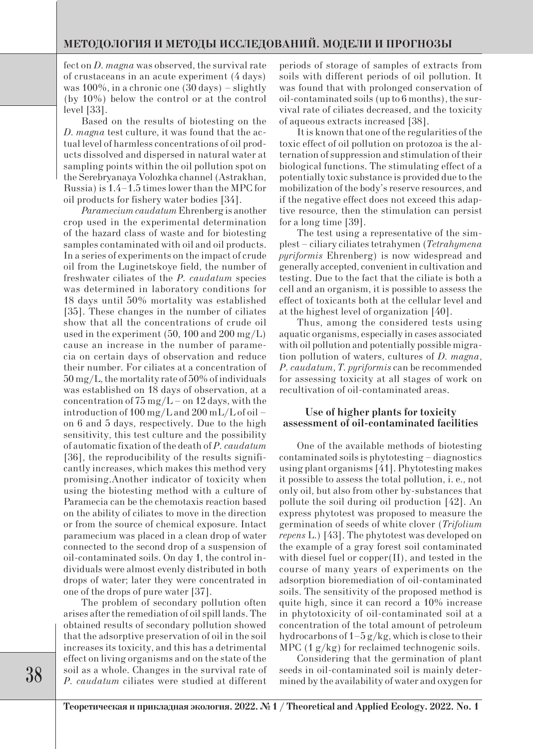fect on *D. magna* was observed, the survival rate of crustaceans in an acute experiment (4 days) was 100%, in a chronic one (30 days) – slightly (by 10%) below the control or at the control level [33].

Based on the results of biotesting on the *D. magna* test culture, it was found that the actual level of harmless concentrations of oil products dissolved and dispersed in natural water at sampling points within the oil pollution spot on the Serebryanaya Volozhka channel (Astrakhan, Russia) is 1.4–1.5 times lower than the MPC for oil products for fishery water bodies [34].

*Paramecium caudatum* Ehrenberg is another crop used in the experimental determination of the hazard class of waste and for biotesting samples contaminated with oil and oil products. In a series of experiments on the impact of crude oil from the Luginetskoye field, the number of freshwater ciliates of the *P. caudatum* species was determined in laboratory conditions for 18 days until 50% mortality was established [35]. These changes in the number of ciliates show that all the concentrations of crude oil used in the experiment (50, 100 and 200 mg/L) cause an increase in the number of paramecia on certain days of observation and reduce their number. For ciliates at a concentration of 50 mg/L, the mortality rate of 50% of individuals was established on 18 days of observation, at a concentration of 75 mg/L – on 12 days, with the introduction of 100 mg/L and 200 mL/L of oil – on 6 and 5 days, respectively. Due to the high sensitivity, this test culture and the possibility of automatic fixation of the death of *P. caudatum* [36], the reproducibility of the results significantly increases, which makes this method very promising.Another indicator of toxicity when using the biotesting method with a culture of Paramecia can be the chemotaxis reaction based on the ability of ciliates to move in the direction or from the source of chemical exposure. Intact paramecium was placed in a clean drop of water connected to the second drop of a suspension of oil-contaminated soils. On day 1, the control individuals were almost evenly distributed in both drops of water; later they were concentrated in one of the drops of pure water [37].

The problem of secondary pollution often arises after the remediation of oil spill lands. The obtained results of secondary pollution showed that the adsorptive preservation of oil in the soil increases its toxicity, and this has a detrimental effect on living organisms and on the state of the soil as a whole. Changes in the survival rate of *P. caudatum* ciliates were studied at different periods of storage of samples of extracts from soils with different periods of oil pollution. It was found that with prolonged conservation of oil-contaminated soils (up to 6 months), the survival rate of ciliates decreased, and the toxicity of aqueous extracts increased [38].

It is known that one of the regularities of the toxic effect of oil pollution on protozoa is the alternation of suppression and stimulation of their biological functions. The stimulating effect of a potentially toxic substance is provided due to the mobilization of the body's reserve resources, and if the negative effect does not exceed this adaptive resource, then the stimulation can persist for a long time [39].

The test using a representative of the simplest – ciliary ciliates tetrahymen (*Tetrahymena pyriformis* Ehrenberg) is now widespread and generally accepted, convenient in cultivation and testing. Due to the fact that the ciliate is both a cell and an organism, it is possible to assess the effect of toxicants both at the cellular level and at the highest level of organization [40].

Thus, among the considered tests using aquatic organisms, especially in cases associated with oil pollution and potentially possible migration pollution of waters, cultures of *D. magna*, *P. caudatum*, *T. pyriformis* can be recommended for assessing toxicity at all stages of work on recultivation of oil-contaminated areas.

## Use of higher plants for toxicity assessment of oil-contaminated facilities

One of the available methods of biotesting contaminated soils is phytotesting – diagnostics using plant organisms [41]. Phytotesting makes it possible to assess the total pollution, i. e., not only oil, but also from other by-substances that pollute the soil during oil production [42]. An express phytotest was proposed to measure the germination of seeds of white clover (*Trifolium repens* L.) [43]. The phytotest was developed on the example of a gray forest soil contaminated with diesel fuel or copper(II), and tested in the course of many years of experiments on the adsorption bioremediation of oil-contaminated soils. The sensitivity of the proposed method is quite high, since it can record a 10% increase in phytotoxicity of oil-contaminated soil at a concentration of the total amount of petroleum hydrocarbons of 1–5 g/kg, which is close to their MPC (1 g/kg) for reclaimed technogenic soils.

Considering that the germination of plant seeds in oil-contaminated soil is mainly determined by the availability of water and oxygen for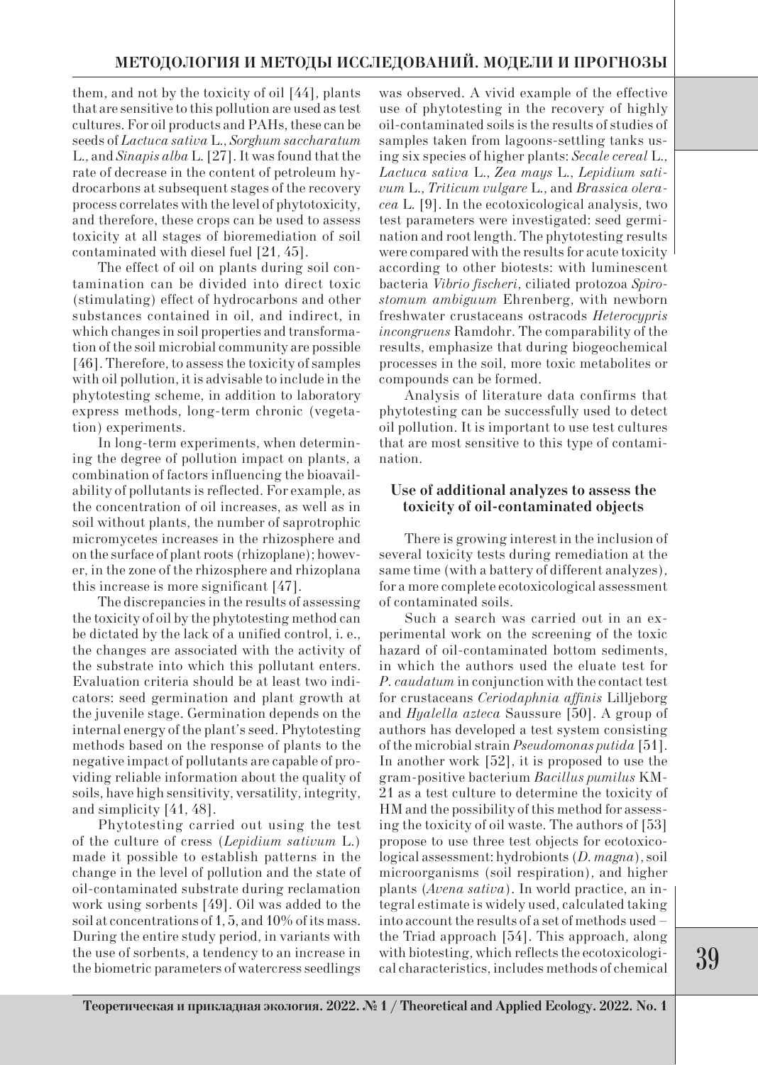them, and not by the toxicity of oil [44], plants that are sensitive to this pollution are used as test cultures. For oil products and PAHs, these can be seeds of *Lactuca sativa* L., *Sorghum saccharatum* L., and *Sinapis alba* L. [27]. It was found that the rate of decrease in the content of petroleum hydrocarbons at subsequent stages of the recovery process correlates with the level of phytotoxicity, and therefore, these crops can be used to assess toxicity at all stages of bioremediation of soil contaminated with diesel fuel [21, 45].

The effect of oil on plants during soil contamination can be divided into direct toxic (stimulating) effect of hydrocarbons and other substances contained in oil, and indirect, in which changes in soil properties and transformation of the soil microbial community are possible [46]. Therefore, to assess the toxicity of samples with oil pollution, it is advisable to include in the phytotesting scheme, in addition to laboratory express methods, long-term chronic (vegetation) experiments.

In long-term experiments, when determining the degree of pollution impact on plants, a combination of factors influencing the bioavailability of pollutants is reflected. For example, as the concentration of oil increases, as well as in soil without plants, the number of saprotrophic micromycetes increases in the rhizosphere and on the surface of plant roots (rhizoplane); however, in the zone of the rhizosphere and rhizoplana this increase is more significant [47].

The discrepancies in the results of assessing the toxicity of oil by the phytotesting method can be dictated by the lack of a unified control, i. e., the changes are associated with the activity of the substrate into which this pollutant enters. Evaluation criteria should be at least two indicators: seed germination and plant growth at the juvenile stage. Germination depends on the internal energy of the plant's seed. Phytotesting methods based on the response of plants to the negative impact of pollutants are capable of providing reliable information about the quality of soils, have high sensitivity, versatility, integrity, and simplicity [41, 48].

Phytotesting carried out using the test of the culture of cress (*Lepidium sativum* L.) made it possible to establish patterns in the change in the level of pollution and the state of oil-contaminated substrate during reclamation work using sorbents [49]. Oil was added to the soil at concentrations of 1, 5, and 10% of its mass. During the entire study period, in variants with the use of sorbents, a tendency to an increase in the biometric parameters of watercress seedlings was observed. A vivid example of the effective use of phytotesting in the recovery of highly oil-contaminated soils is the results of studies of samples taken from lagoons-settling tanks using six species of higher plants: *Secale cereal* L., *Lactuca sativa* L., *Zea mays* L., *Lepidium sativum* L., *Triticum vulgare* L., and *Brassica oleracea* L. [9]. In the ecotoxicological analysis, two test parameters were investigated: seed germination and root length. The phytotesting results were compared with the results for acute toxicity according to other biotests: with luminescent bacteria *Vibrio fischeri*, ciliated protozoa *Spirostomum ambiguum* Ehrenberg, with newborn freshwater crustaceans ostracods *Heterocypris incongruens* Ramdohr. The comparability of the results, emphasize that during biogeochemical processes in the soil, more toxic metabolites or compounds can be formed.

Analysis of literature data confirms that phytotesting can be successfully used to detect oil pollution. It is important to use test cultures that are most sensitive to this type of contamination.

### Use of additional analyzes to assess the toxicity of oil-contaminated objects

There is growing interest in the inclusion of several toxicity tests during remediation at the same time (with a battery of different analyzes), for a more complete ecotoxicological assessment of contaminated soils.

Such a search was carried out in an experimental work on the screening of the toxic hazard of oil-contaminated bottom sediments, in which the authors used the eluate test for *P. caudatum* in conjunction with the contact test for crustaceans *Ceriodaphnia affinis* Lilljeborg and *Hyalella azteca* Saussure [50]. A group of authors has developed a test system consisting of the microbial strain *Pseudomonas putida* [51]. In another work [52], it is proposed to use the gram-positive bacterium *Bacillus pumilus* KM-21 as a test culture to determine the toxicity of HM and the possibility of this method for assessing the toxicity of oil waste. The authors of [53] propose to use three test objects for ecotoxicological assessment: hydrobionts (*D. magna*), soil microorganisms (soil respiration), and higher plants (*Avena sativa*). In world practice, an integral estimate is widely used, calculated taking into account the results of a set of methods used – the Triad approach [54]. This approach, along with biotesting, which reflects the ecotoxicological characteristics, includes methods of chemical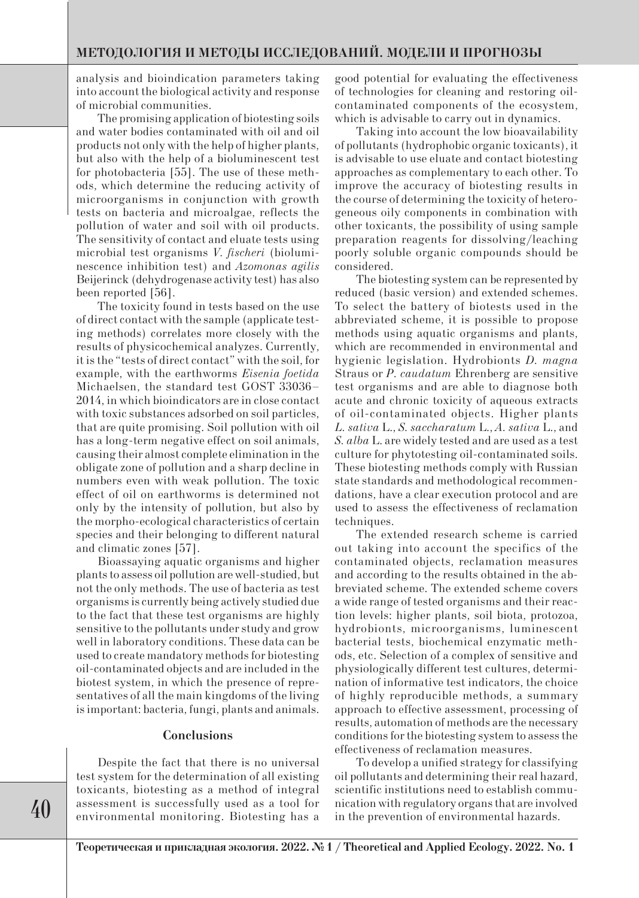analysis and bioindication parameters taking into account the biological activity and response of microbial communities.

The promising application of biotesting soils and water bodies contaminated with oil and oil products not only with the help of higher plants, but also with the help of a bioluminescent test for photobacteria [55]. The use of these methods, which determine the reducing activity of microorganisms in conjunction with growth tests on bacteria and microalgae, reflects the pollution of water and soil with oil products. The sensitivity of contact and eluate tests using microbial test organisms *V. fischeri* (bioluminescence inhibition test) and *Azomonas agilis* Beijerinck (dehydrogenase activity test) has also been reported [56].

The toxicity found in tests based on the use of direct contact with the sample (applicate testing methods) correlates more closely with the results of physicochemical analyzes. Currently, it is the "tests of direct contact" with the soil, for example, with the earthworms *Eisenia foetida* Michaelsen, the standard test GOST 33036–2014, in which bioindicators are in close contact with toxic substances adsorbed on soil particles, that are quite promising. Soil pollution with oil has a long-term negative effect on soil animals, causing their almost complete elimination in the obligate zone of pollution and a sharp decline in numbers even with weak pollution. The toxic effect of oil on earthworms is determined not only by the intensity of pollution, but also by the morpho-ecological characteristics of certain species and their belonging to different natural and climatic zones [57].

Bioassaying aquatic organisms and higher plants to assess oil pollution are well-studied, but not the only methods. The use of bacteria as test organisms is currently being actively studied due to the fact that these test organisms are highly sensitive to the pollutants under study and grow well in laboratory conditions. These data can be used to create mandatory methods for biotesting oil-contaminated objects and are included in the biotest system, in which the presence of representatives of all the main kingdoms of the living is important: bacteria, fungi, plants and animals.

## Conclusions

Despite the fact that there is no universal test system for the determination of all existing toxicants, biotesting as a method of integral assessment is successfully used as a tool for environmental monitoring. Biotesting has a good potential for evaluating the effectiveness of technologies for cleaning and restoring oil-contaminated components of the ecosystem, which is advisable to carry out in dynamics.

Taking into account the low bioavailability of pollutants (hydrophobic organic toxicants), it is advisable to use eluate and contact biotesting approaches as complementary to each other. To improve the accuracy of biotesting results in the course of determining the toxicity of heterogeneous oily components in combination with other toxicants, the possibility of using sample preparation reagents for dissolving/leaching poorly soluble organic compounds should be considered.

The biotesting system can be represented by reduced (basic version) and extended schemes. To select the battery of biotests used in the abbreviated scheme, it is possible to propose methods using aquatic organisms and plants, which are recommended in environmental and hygienic legislation. Hydrobionts *D. magna* Straus or *P. caudatum* Ehrenberg are sensitive test organisms and are able to diagnose both acute and chronic toxicity of aqueous extracts of oil-contaminated objects. Higher plants *L. sativa* L., *S. saccharatum* L., *A. sativa* L., and *S. alba* L. are widely tested and are used as a test culture for phytotesting oil-contaminated soils. These biotesting methods comply with Russian state standards and methodological recommendations, have a clear execution protocol and are used to assess the effectiveness of reclamation techniques.

The extended research scheme is carried out taking into account the specifics of the contaminated objects, reclamation measures and according to the results obtained in the abbreviated scheme. The extended scheme covers a wide range of tested organisms and their reaction levels: higher plants, soil biota, protozoa, hydrobionts, microorganisms, luminescent bacterial tests, biochemical enzymatic methods, etc. Selection of a complex of sensitive and physiologically different test cultures, determination of informative test indicators, the choice of highly reproducible methods, a summary approach to effective assessment, processing of results, automation of methods are the necessary conditions for the biotesting system to assess the effectiveness of reclamation measures.

To develop a unified strategy for classifying oil pollutants and determining their real hazard, scientific institutions need to establish communication with regulatory organs that are involved in the prevention of environmental hazards.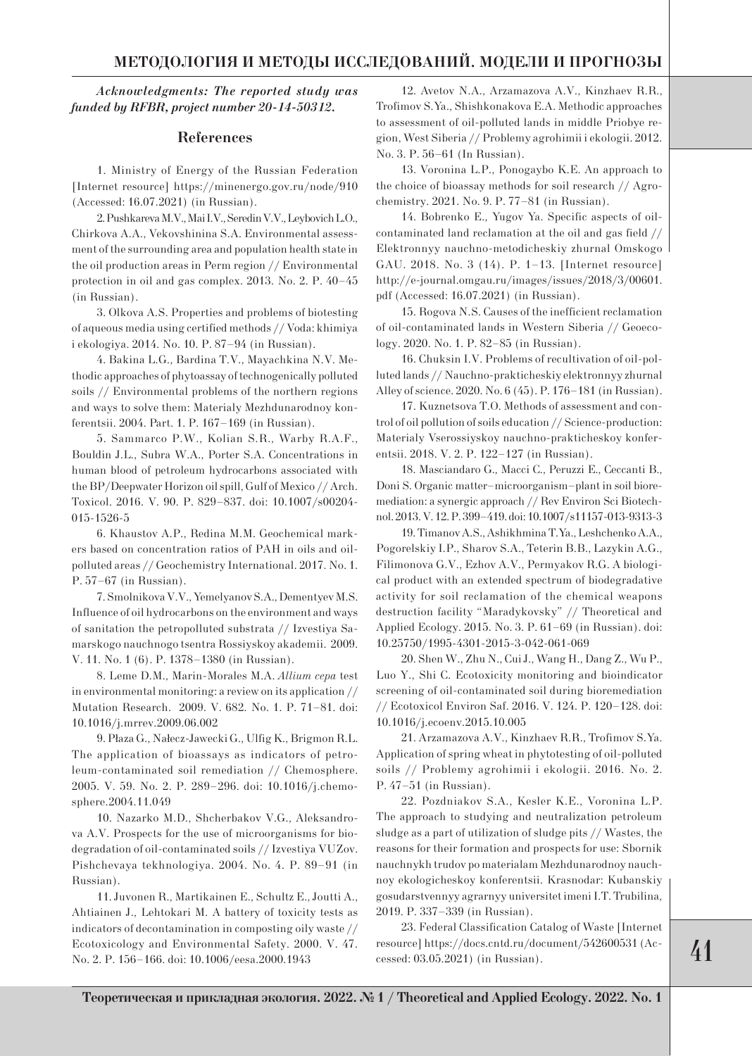*Acknowledgments: The reported study was funded by RFBR, project number 20-14-50312.*

## References

1. Ministry of Energy of the Russian Federation [Internet resource] https://minenergo.gov.ru/node/910 (Accessed: 16.07.2021) (in Russian).

2. Pushkareva M.V., Mai I.V., Seredin V.V., Leybovich L.O., Chirkova A.A., Vekovshinina S.A. Environmental assessment of the surrounding area and population health state in the oil production areas in Perm region // Environmental protection in oil and gas complex. 2013. No. 2. P. 40–45 (in Russian).

3. Olkova A.S. Properties and problems of biotesting of aqueous media using certified methods // Voda: khimiya i ekologiya. 2014. No. 10. P. 87–94 (in Russian).

4. Bakina L.G., Bardina T.V., Mayachkina N.V. Methodic approaches of phytoassay of technogenically polluted soils // Environmental problems of the northern regions and ways to solve them: Materialy Mezhdunarodnoy konferentsii. 2004. Part. 1. P. 167–169 (in Russian).

5. Sammarco P.W., Kolian S.R., Warby R.A.F., Bouldin J.L., Subra W.A., Porter S.A. Concentrations in human blood of petroleum hydrocarbons associated with the BP/Deepwater Horizon oil spill, Gulf of Mexico // Arch. Toxicol. 2016. V. 90. P. 829–837. doi: 10.1007/s00204-015-1526-5

6. Khaustov A.P., Redina M.M. Geochemical markers based on concentration ratios of PAH in oils and oil-polluted areas // Geochemistry International. 2017. No. 1. P. 57–67 (in Russian).

7. Smolnikova V.V., Yemelyanov S.A., Dementyev M.S. Influence of oil hydrocarbons on the environment and ways of sanitation the petropolluted substrata // Izvestiya Samarskogo nauchnogo tsentra Rossiyskoy akademii. 2009. V. 11. No. 1 (6). P. 1378–1380 (in Russian).

8. Leme D.M., Marin-Morales M.A. *Allium cepa* test in environmental monitoring: a review on its application // Mutation Research. 2009. V. 682. No. 1. P. 71–81. doi: 10.1016/j.mrrev.2009.06.002

9. Płaza G., Nałecz-Jawecki G., Ulfig K., Brigmon R.L. The application of bioassays as indicators of petroleum-contaminated soil remediation // Chemosphere. 2005. V. 59. No. 2. P. 289–296. doi: 10.1016/j.chemosphere.2004.11.049

10. Nazarko M.D., Shcherbakov V.G., Aleksandrova A.V. Prospects for the use of microorganisms for biodegradation of oil-contaminated soils // Izvestiya VUZov. Pishchevaya tekhnologiya. 2004. No. 4. P. 89–91 (in Russian).

11. Juvonen R., Martikainen E., Schultz E., Joutti A., Ahtiainen J., Lehtokari M. A battery of toxicity tests as indicators of decontamination in composting oily waste // Ecotoxicology and Environmental Safety. 2000. V. 47. No. 2. P. 156–166. doi: 10.1006/eesa.2000.1943

12. Avetov N.A., Arzamazova A.V., Kinzhaev R.R., Trofimov S.Ya., Shishkonakova E.A. Methodic approaches to assessment of oil-polluted lands in middle Priobye region, West Siberia // Problemy agrohimii i ekologii. 2012. No. 3. P. 56–61 (In Russian).

13. Voronina L.P., Ponogaybo K.E. An approach to the choice of bioassay methods for soil research // Agrochemistry. 2021. No. 9. P. 77–81 (in Russian).

14. Bobrenko E., Yugov Ya. Specific aspects of oil-contaminated land reclamation at the oil and gas field // Elektronnyy nauchno-metodicheskiy zhurnal Omskogo GAU. 2018. No. 3 (14). P. 1–13. [Internet resource] http://e-journal.omgau.ru/images/issues/2018/3/00601.pdf (Accessed: 16.07.2021) (in Russian).

15. Rogova N.S. Causes of the inefficient reclamation of oil-contaminated lands in Western Siberia // Geoecology. 2020. No. 1. P. 82–85 (in Russian).

16. Chuksin I.V. Problems of recultivation of oil-polluted lands // Nauchno-prakticheskiy elektronnyy zhurnal Alley of science. 2020. No. 6 (45). P. 176–181 (in Russian).

17. Kuznetsova T.O. Methods of assessment and control of oil pollution of soils education // Science-production: Materialy Vserossiyskoy nauchno-prakticheskoy konferentsii. 2018. V. 2. P. 122–127 (in Russian).

18. Masciandaro G., Macci C., Peruzzi E., Ceccanti B., Doni S. Organic matter–microorganism–plant in soil bioremediation: a synergic approach // Rev Environ Sci Biotechnol. 2013. V. 12. P. 399–419. doi: 10.1007/s11157-013-9313-3

19. Timanov A.S., Ashikhmina T.Ya., Leshchenko A.A., Pogorelskiy I.P., Sharov S.A., Teterin B.B., Lazykin A.G., Filimonova G.V., Ezhov A.V., Permyakov R.G. A biological product with an extended spectrum of biodegradative activity for soil reclamation of the chemical weapons destruction facility "Maradykovsky" // Theoretical and Applied Ecology. 2015. No. 3. P. 61–69 (in Russian). doi: 10.25750/1995-4301-2015-3-042-061-069

20. Shen W., Zhu N., Cui J., Wang H., Dang Z., Wu P., Luo Y., Shi C. Ecotoxicity monitoring and bioindicator screening of oil-contaminated soil during bioremediation // Ecotoxicol Environ Saf. 2016. V. 124. P. 120–128. doi: 10.1016/j.ecoenv.2015.10.005

21. Arzamazova A.V., Kinzhaev R.R., Trofimov S.Ya. Application of spring wheat in phytotesting of oil-polluted soils // Problemy agrohimii i ekologii. 2016. No. 2. P. 47–51 (in Russian).

22. Pozdniakov S.A., Kesler K.E., Voronina L.P. The approach to studying and neutralization petroleum sludge as a part of utilization of sludge pits // Wastes, the reasons for their formation and prospects for use: Sbornik nauchnykh trudov po materialam Mezhdunarodnoy nauchnoy ekologicheskoy konferentsii. Krasnodar: Kubanskiy gosudarstvennyy agrarnyy universitet imeni I.T. Trubilina, 2019. P. 337–339 (in Russian).

23. Federal Classification Catalog of Waste [Internet resource] https://docs.cntd.ru/document/542600531 (Accessed: 03.05.2021) (in Russian).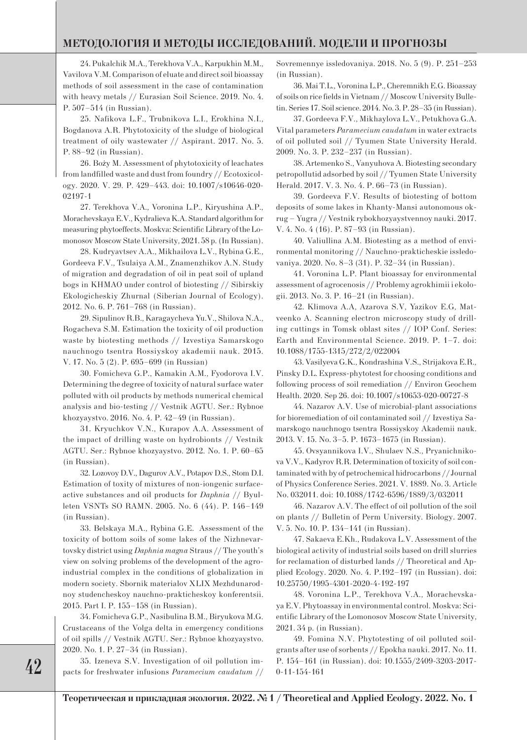24. Pukalchik M.A., Terekhova V.A., Karpukhin M.M., Vavilova V.M. Comparison of eluate and direct soil bioassay methods of soil assessment in the case of contamination with heavy metals // Eurasian Soil Science. 2019. No. 4. P. 507–514 (in Russian).

25. Nafikova L.F., Trubnikova L.I., Erokhina N.I., Bogdanova A.R. Phytotoxicity of the sludge of biological treatment of oily wastewater // Aspirant. 2017. No. 5. P. 88–92 (in Russian).

26. Boży M. Assessment of phytotoxicity of leachates from landfilled waste and dust from foundry // Ecotoxicology. 2020. V. 29. P. 429–443. doi: 10.1007/s10646-020-02197-1

27. Terekhova V.A., Voronina L.P., Kiryushina A.P., Morachevskaya E.V., Kydralieva K.A. Standard algorithm for measuring phytoeffects. Moskva: Scientific Library of the Lomonosov Moscow State University, 2021. 58 p. (In Russian).

28. Kudryavtsev A.A., Mikhailova L.V., Rybina G.E., Gordeeva F.V., Tsulaiya A.M., Znamenzhikov A.N. Study of migration and degradation of oil in peat soil of upland bogs in KHMAO under control of biotesting // Sibirskiy Ekologicheskiy Zhurnal (Siberian Journal of Ecology). 2012. No. 6. P. 761–768 (in Russian).

29. Sipulinov R.B., Karagaycheva Yu.V., Shilova N.A., Rogacheva S.M. Estimation the toxicity of oil production waste by biotesting methods // Izvestiya Samarskogo nauchnogo tsentra Rossiyskoy akademii nauk. 2015. V. 17. No. 5 (2). P. 695–699 (in Russian)

30. Fomicheva G.P., Kamakin A.M., Fyodorova I.V. Determining the degree of toxicity of natural surface water polluted with oil products by methods numerical chemical analysis and bio-testing // Vestnik AGTU. Ser.: Rybnoe khozyaystvo. 2016. No. 4. P. 42–49 (in Russian).

31. Kryuchkov V.N., Kurapov A.A. Assessment of the impact of drilling waste on hydrobionts // Vestnik AGTU. Ser.: Rybnoe khozyaystvo. 2012. No. 1. P. 60–65 (in Russian).

32. Lozovoy D.V., Dagurov A.V., Potapov D.S., Stom D.I. Estimation of toxity of mixtures of non-iongenic surface-active substances and oil products for *Daphnia* // Byulleten VSNTs SO RAMN. 2005. No. 6 (44). P. 146–149 (in Russian).

33. Belskaya M.A., Rybina G.E. Assessment of the toxicity of bottom soils of some lakes of the Nizhnevartovsky district using *Daphnia magna* Straus // The youth's view on solving problems of the development of the agro-industrial complex in the conditions of globalization in modern society. Sbornik materialov XLIX Mezhdunarodnoy studencheskoy nauchno-prakticheskoy konferentsii. 2015. Part I. P. 155–158 (in Russian).

34. Fomicheva G.P., Nasibulina B.M., Biryukova M.G. Crustaceans of the Volga delta in emergency conditions of oil spills // Vestnik AGTU. Ser.: Rybnoe khozyaystvo. 2020. No. 1. P. 27–34 (in Russian).

35. Izeneva S.V. Investigation of oil pollution impacts for freshwater infusions *Paramecium caudatum* // Sovremennye issledovaniya. 2018. No. 5 (9). P. 251–253 (in Russian).

36. Mai T.L., Voronina L.P., Cheremnikh E.G. Bioassay of soils on rice fields in Vietnam // Moscow University Bulletin. Series 17. Soil science. 2014. No. 3. P. 28–35 (in Russian).

37. Gordeeva F.V., Mikhaylova L.V., Petukhova G.A. Vital parameters *Paramecium caudatum* in water extracts of oil polluted soil // Tyumen State University Herald. 2009. No. 3. P. 232–237 (in Russian).

38. Artemenko S., Vanyuhova A. Biotesting secondary petropollutid adsorbed by soil // Tyumen State University Herald. 2017. V. 3. No. 4. P. 66–73 (in Russian).

39. Gordeeva F.V. Results of biotesting of bottom deposits of some lakes in Khanty-Mansi autonomous okrug – Yugra // Vestnik rybokhozyaystvennoy nauki. 2017. V. 4. No. 4 (16). P. 87–93 (in Russian).

40. Valiullina A.M. Biotesting as a method of environmental monitoring // Nauchno-prakticheskie issledovaniya. 2020. No. 8–3 (31). P. 32–34 (in Russian).

41. Voronina L.P. Plant bioassay for environmental assessment of agrocenosis // Problemy agrokhimii i ekologii. 2013. No. 3. P. 16–21 (in Russian).

42. Klimova A.A, Azarova S.V, Yazikov E.G, Matveenko A. Scanning electron microscopy study of drilling cuttings in Tomsk oblast sites // IOP Conf. Series: Earth and Environmental Science. 2019. P. 1–7. doi: 10.1088/1755-1315/272/2/022004

43. Vasilyeva G.K., Kondrashina V.S., Strijakova E.R., Pinsky D.L. Express-phytotest for choosing conditions and following process of soil remediation // Environ Geochem Health. 2020. Sep 26. doi: 10.1007/s10653-020-00727-8

44. Nazarov A.V. Use of microbial-plant associations for bioremediation of oil contaminated soil // Izvestiya Samarskogo nauchnogo tsentra Rossiyskoy Akademii nauk. 2013. V. 15. No. 3–5. P. 1673–1675 (in Russian).

45. Ovsyannikova I.V., Shulaev N.S., Pryanichnikova V.V., Kadyrov R.R. Determination of toxicity of soil contaminated with by of petrochemical hidrocarbons // Journal of Physics Conference Series. 2021. V. 1889. No. 3. Article No. 032011. doi: 10.1088/1742-6596/1889/3/032011

46. Nazarov A.V. The effect of oil pollution of the soil on plants // Bulletin of Perm University. Biology. 2007. V. 5. No. 10. P. 134–141 (in Russian).

47. Sakaeva E.Kh., Rudakova L.V. Assessment of the biological activity of industrial soils based on drill slurries for reclamation of disturbed lands // Theoretical and Applied Ecology. 2020. No. 4. P.192–197 (in Russian). doi: 10.25750/1995-4301-2020-4-192-197

48. Voronina L.P., Terekhova V.A., Morachevskaya E.V. Phytoassay in environmental control. Moskva: Scientific Library of the Lomonosov Moscow State University, 2021. 34 p. (in Russian).

49. Fomina N.V. Phytotesting of oil polluted soil-grants after use of sorbents // Epokha nauki. 2017. No. 11. P. 154–161 (in Russian). doi: 10.1555/2409-3203-2017-0-11-154-161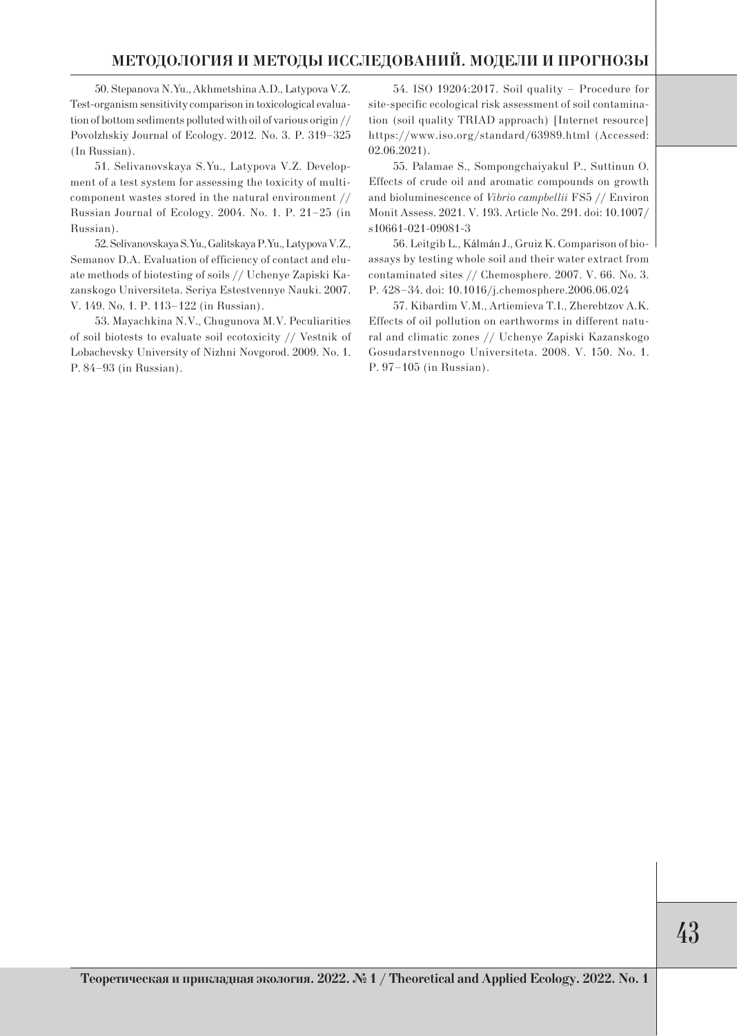50. Stepanova N.Yu., Akhmetshina A.D., Latypova V.Z. Test-organism sensitivity comparison in toxicological evaluation of bottom sediments polluted with oil of various origin // Povolzhskiy Journal of Ecology. 2012. No. 3. P. 319–325 (In Russian).

51. Selivanovskaya S.Yu., Latypova V.Z. Development of a test system for assessing the toxicity of multicomponent wastes stored in the natural environment // Russian Journal of Ecology. 2004. No. 1. P. 21–25 (in Russian).

52. Selivanovskaya S.Yu., Galitskaya P.Yu., Latypova V.Z., Semanov D.A. Evaluation of efficiency of contact and eluate methods of biotesting of soils // Uchenye Zapiski Kazanskogo Universiteta. Seriya Estestvennye Nauki. 2007. V. 149. No. 1. P. 113–122 (in Russian).

53. Mayachkina N.V., Chugunova M.V. Peculiarities of soil biotests to evaluate soil ecotoxicity // Vestnik of Lobachevsky University of Nizhni Novgorod. 2009. No. 1. P. 84–93 (in Russian).

54. ISO 19204:2017. Soil quality – Procedure for site-specific ecological risk assessment of soil contamination (soil quality TRIAD approach) [Internet resource] https://www.iso.org/standard/63989.html (Accessed: 02.06.2021).

55. Palamae S., Sompongchaiyakul P., Suttinun O. Effects of crude oil and aromatic compounds on growth and bioluminescence of *Vibrio campbellii* FS5 // Environ Monit Assess. 2021. V. 193. Article No. 291. doi: 10.1007/s10661-021-09081-3

56. Leitgib L., Kálmán J., Gruiz K. Comparison of bioassays by testing whole soil and their water extract from contaminated sites // Chemosphere. 2007. V. 66. No. 3. P. 428–34. doi: 10.1016/j.chemosphere.2006.06.024

57. Kibardim V.M., Artiemieva T.I., Zherebtzov A.K. Effects of oil pollution on earthworms in different natural and climatic zones // Uchenye Zapiski Kazanskogo Gosudarstvennogo Universiteta. 2008. V. 150. No. 1. P. 97–105 (in Russian).